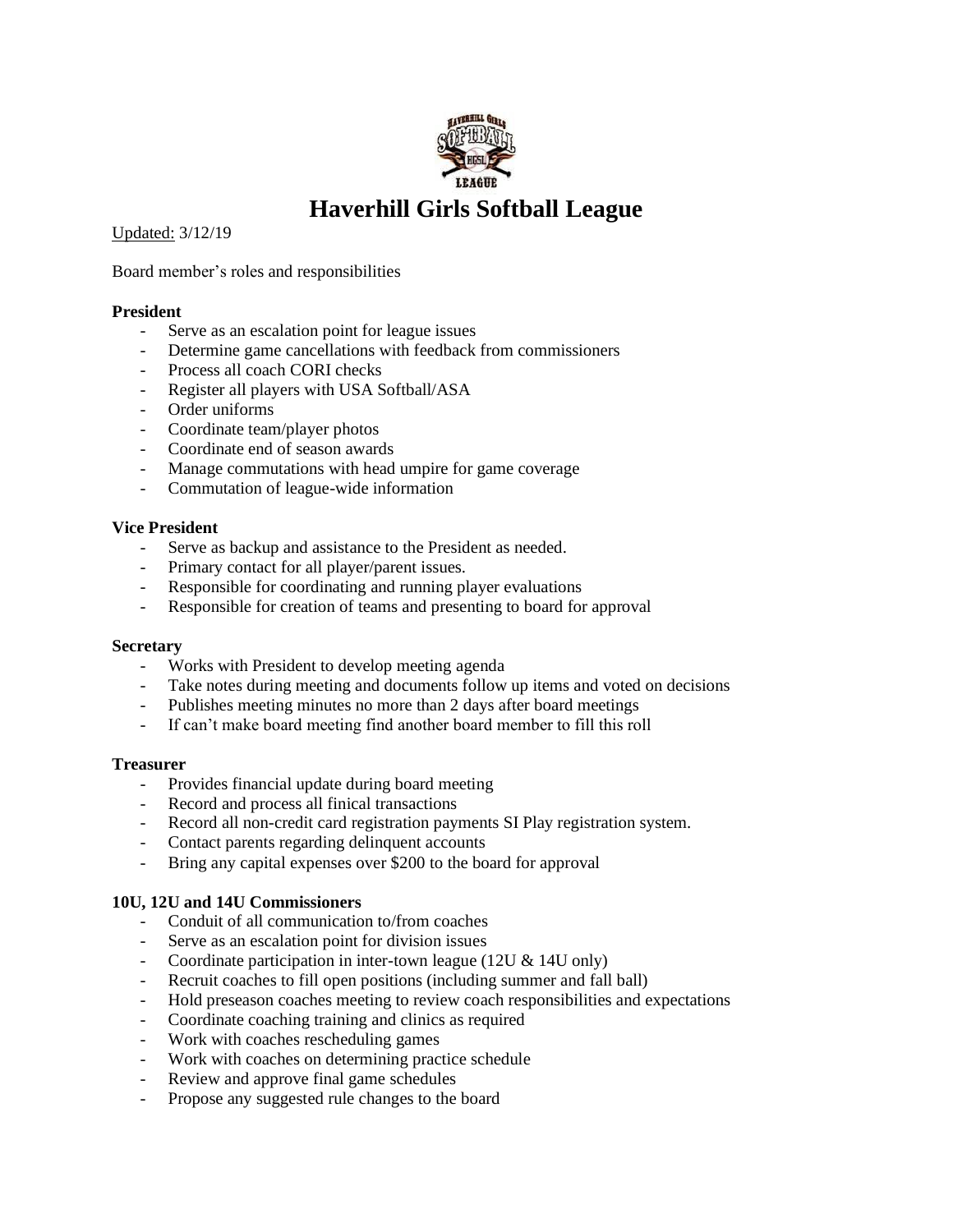# Haverhill Girls Softball League

Updated: 3/12/19

Board member's roles and responsibilities

**President**

- Serve as an escalation point for league issues
- Determine game cancellations with feedback from commissioners
- Process all coach CORI checks
- Register all players with USA Softball/ASA
- Order uniforms
- Coordinate team/player photos
- Coordinate end of season awards
- Manage commutations with head umpire for game coverage
- Commutation of league-wide information

**Vice President**

- Serve as backup and assistance to the President as needed.
- Primary contact for all player/parent issues.
- Responsible for coordinating and running player evaluations
- Responsible for creation of teams and presenting to board for approval

**Secretary**

- Works with President to develop meeting agenda
- Take notes during meeting and documents follow up items and voted on decisions
- Publishes meeting minutes no more than 2 days after board meetings
- If can't make board meeting find another board member to fill this roll

**Treasurer**

- Provides financial update during board meeting
- Record and process all finical transactions
- Record all non-credit card registration payments SI Play registration system.
- Contact parents regarding delinquent accounts
- Bring any capital expenses over $200 to the board for approval

**10U, 12U and 14U Commissioners**

- Conduit of all communication to/from coaches
- Serve as an escalation point for division issues
- Coordinate participation in inter-town league (12U & 14U only)
- Recruit coaches to fill open positions (including summer and fall ball)
- Hold preseason coaches meeting to review coach responsibilities and expectations
- Coordinate coaching training and clinics as required
- Work with coaches rescheduling games
- Work with coaches on determining practice schedule
- Review and approve final game schedules
- Propose any suggested rule changes to the board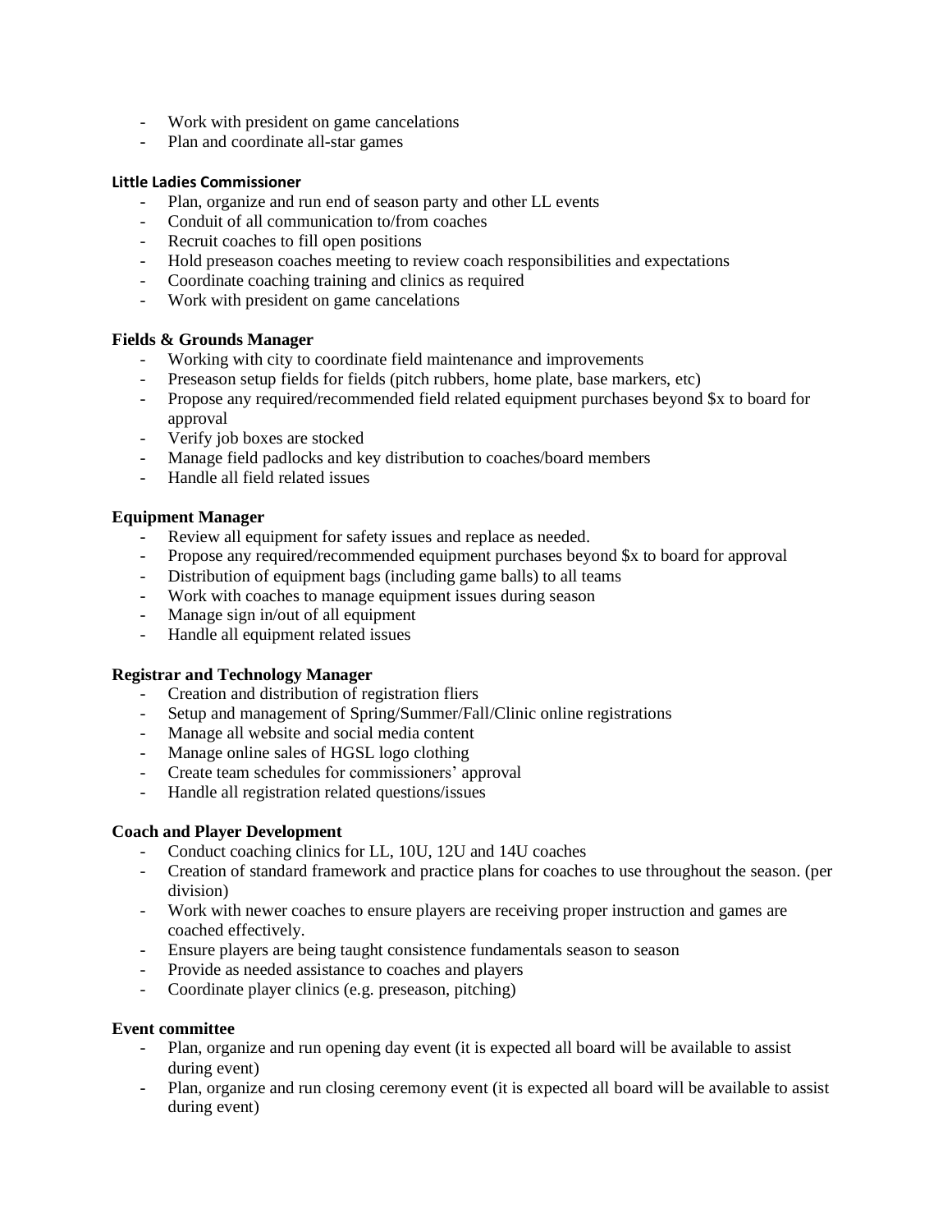- Work with president on game cancelations
- Plan and coordinate all-star games

**Little Ladies Commissioner**

- Plan, organize and run end of season party and other LL events
- Conduit of all communication to/from coaches
- Recruit coaches to fill open positions
- Hold preseason coaches meeting to review coach responsibilities and expectations
- Coordinate coaching training and clinics as required
- Work with president on game cancelations

**Fields & Grounds Manager**

- Working with city to coordinate field maintenance and improvements
- Preseason setup fields for fields (pitch rubbers, home plate, base markers, etc)
- Propose any required/recommended field related equipment purchases beyond $x to board for approval
- Verify job boxes are stocked
- Manage field padlocks and key distribution to coaches/board members
- Handle all field related issues

**Equipment Manager**

- Review all equipment for safety issues and replace as needed.
- Propose any required/recommended equipment purchases beyond $x to board for approval
- Distribution of equipment bags (including game balls) to all teams
- Work with coaches to manage equipment issues during season
- Manage sign in/out of all equipment
- Handle all equipment related issues

**Registrar and Technology Manager**

- Creation and distribution of registration fliers
- Setup and management of Spring/Summer/Fall/Clinic online registrations
- Manage all website and social media content
- Manage online sales of HGSL logo clothing
- Create team schedules for commissioners' approval
- Handle all registration related questions/issues

**Coach and Player Development**

- Conduct coaching clinics for LL, 10U, 12U and 14U coaches
- Creation of standard framework and practice plans for coaches to use throughout the season. (per division)
- Work with newer coaches to ensure players are receiving proper instruction and games are coached effectively.
- Ensure players are being taught consistence fundamentals season to season
- Provide as needed assistance to coaches and players
- Coordinate player clinics (e.g. preseason, pitching)

**Event committee**

- Plan, organize and run opening day event (it is expected all board will be available to assist during event)
- Plan, organize and run closing ceremony event (it is expected all board will be available to assist during event)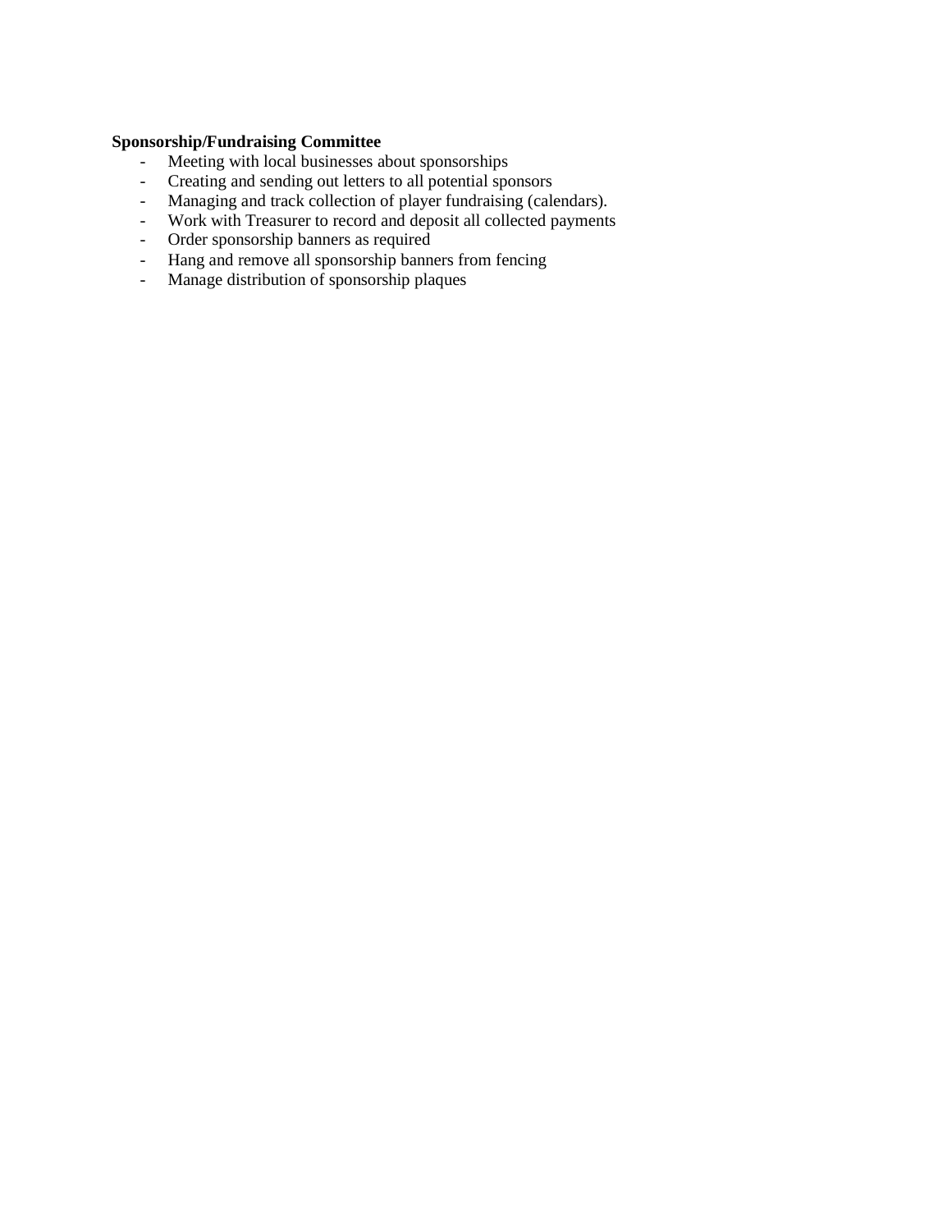**Sponsorship/Fundraising Committee**

- Meeting with local businesses about sponsorships
- Creating and sending out letters to all potential sponsors
- Managing and track collection of player fundraising (calendars).
- Work with Treasurer to record and deposit all collected payments
- Order sponsorship banners as required
- Hang and remove all sponsorship banners from fencing
- Manage distribution of sponsorship plaques